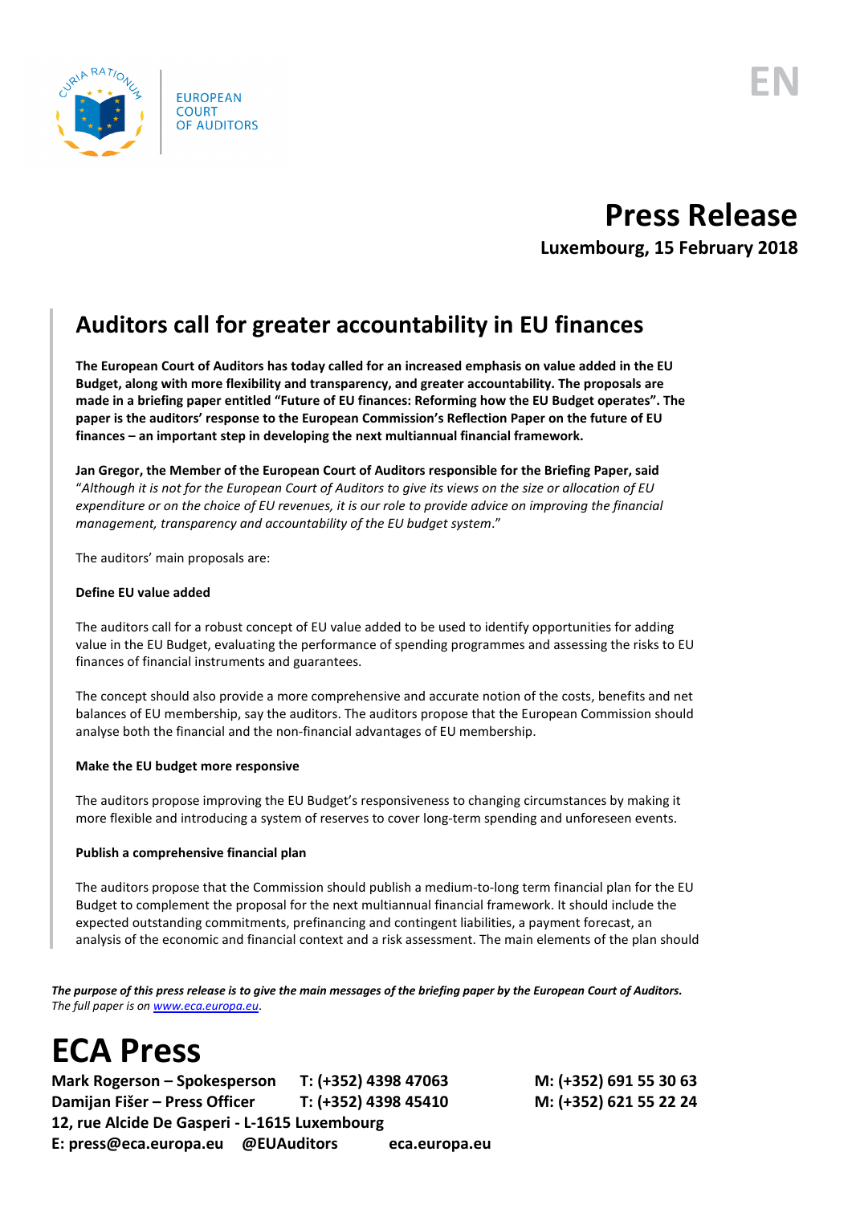EUROPEAN COURT OF AUDITORS

EN

# Press Release

**Luxembourg, 15 February 2018**

## Auditors call for greater accountability in EU finances

**The European Court of Auditors has today called for an increased emphasis on value added in the EU Budget, along with more flexibility and transparency, and greater accountability. The proposals are made in a briefing paper entitled "Future of EU finances: Reforming how the EU Budget operates". The paper is the auditors' response to the European Commission's Reflection Paper on the future of EU finances – an important step in developing the next multiannual financial framework.**

**Jan Gregor, the Member of the European Court of Auditors responsible for the Briefing Paper, said** "*Although it is not for the European Court of Auditors to give its views on the size or allocation of EU expenditure or on the choice of EU revenues, it is our role to provide advice on improving the financial management, transparency and accountability of the EU budget system*."

The auditors' main proposals are:

**Define EU value added**

The auditors call for a robust concept of EU value added to be used to identify opportunities for adding value in the EU Budget, evaluating the performance of spending programmes and assessing the risks to EU finances of financial instruments and guarantees.

The concept should also provide a more comprehensive and accurate notion of the costs, benefits and net balances of EU membership, say the auditors. The auditors propose that the European Commission should analyse both the financial and the non-financial advantages of EU membership.

**Make the EU budget more responsive**

The auditors propose improving the EU Budget's responsiveness to changing circumstances by making it more flexible and introducing a system of reserves to cover long-term spending and unforeseen events.

**Publish a comprehensive financial plan**

The auditors propose that the Commission should publish a medium-to-long term financial plan for the EU Budget to complement the proposal for the next multiannual financial framework. It should include the expected outstanding commitments, prefinancing and contingent liabilities, a payment forecast, an analysis of the economic and financial context and a risk assessment. The main elements of the plan should

***The purpose of this press release is to give the main messages of the briefing paper by the European Court of Auditors.*** *The full paper is on [www.eca.europa.eu](www.eca.europa.eu).*

# ECA Press

**Mark Rogerson – Spokesperson T: (+352) 4398 47063 M: (+352) 691 55 30 63**
**Damijan Fišer – Press Officer T: (+352) 4398 45410 M: (+352) 621 55 22 24**
**12, rue Alcide De Gasperi - L-1615 Luxembourg**
**E: press@eca.europa.eu @EUAuditors eca.europa.eu**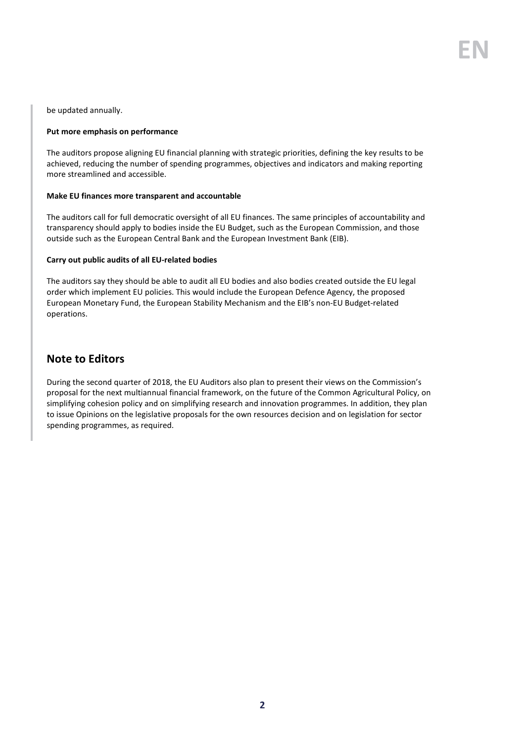be updated annually.

**Put more emphasis on performance**

The auditors propose aligning EU financial planning with strategic priorities, defining the key results to be achieved, reducing the number of spending programmes, objectives and indicators and making reporting more streamlined and accessible.

**Make EU finances more transparent and accountable**

The auditors call for full democratic oversight of all EU finances. The same principles of accountability and transparency should apply to bodies inside the EU Budget, such as the European Commission, and those outside such as the European Central Bank and the European Investment Bank (EIB).

**Carry out public audits of all EU-related bodies**

The auditors say they should be able to audit all EU bodies and also bodies created outside the EU legal order which implement EU policies. This would include the European Defence Agency, the proposed European Monetary Fund, the European Stability Mechanism and the EIB's non-EU Budget-related operations.

## Note to Editors

During the second quarter of 2018, the EU Auditors also plan to present their views on the Commission's proposal for the next multiannual financial framework, on the future of the Common Agricultural Policy, on simplifying cohesion policy and on simplifying research and innovation programmes. In addition, they plan to issue Opinions on the legislative proposals for the own resources decision and on legislation for sector spending programmes, as required.